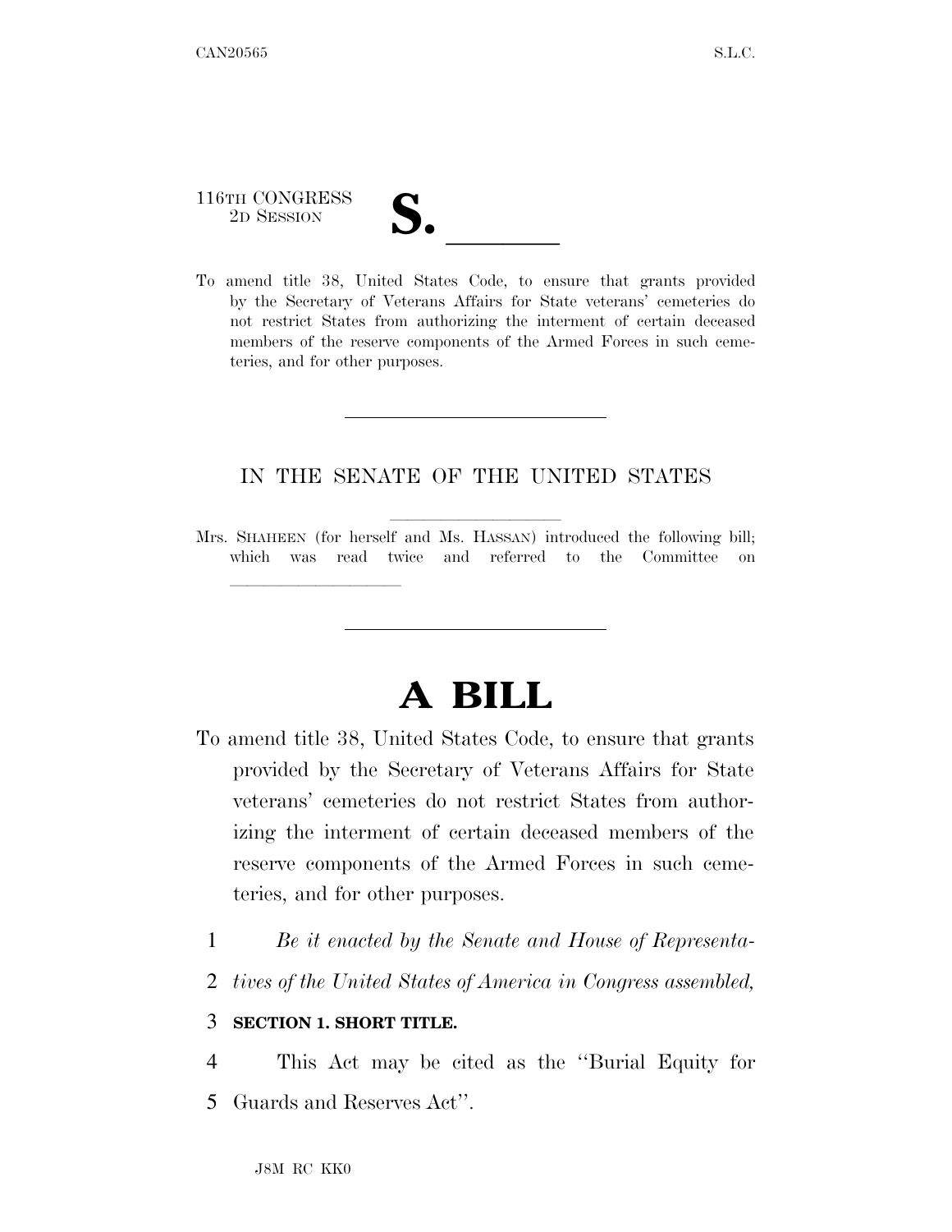116TH CONGRESS
2D SESSION

# S. \_\_\_\_\_\_

To amend title 38, United States Code, to ensure that grants provided by the Secretary of Veterans Affairs for State veterans' cemeteries do not restrict States from authorizing the interment of certain deceased members of the reserve components of the Armed Forces in such cemeteries, and for other purposes.

---

IN THE SENATE OF THE UNITED STATES

Mrs. SHAHEEN (for herself and Ms. HASSAN) introduced the following bill; which was read twice and referred to the Committee on \_\_\_\_\_\_\_\_\_\_\_\_\_\_\_\_

---

# A BILL

To amend title 38, United States Code, to ensure that grants provided by the Secretary of Veterans Affairs for State veterans' cemeteries do not restrict States from authorizing the interment of certain deceased members of the reserve components of the Armed Forces in such cemeteries, and for other purposes.

1 *Be it enacted by the Senate and House of Representa-*
2 *tives of the United States of America in Congress assembled,*

3 **SECTION 1. SHORT TITLE.**

4 This Act may be cited as the "Burial Equity for
5 Guards and Reserves Act".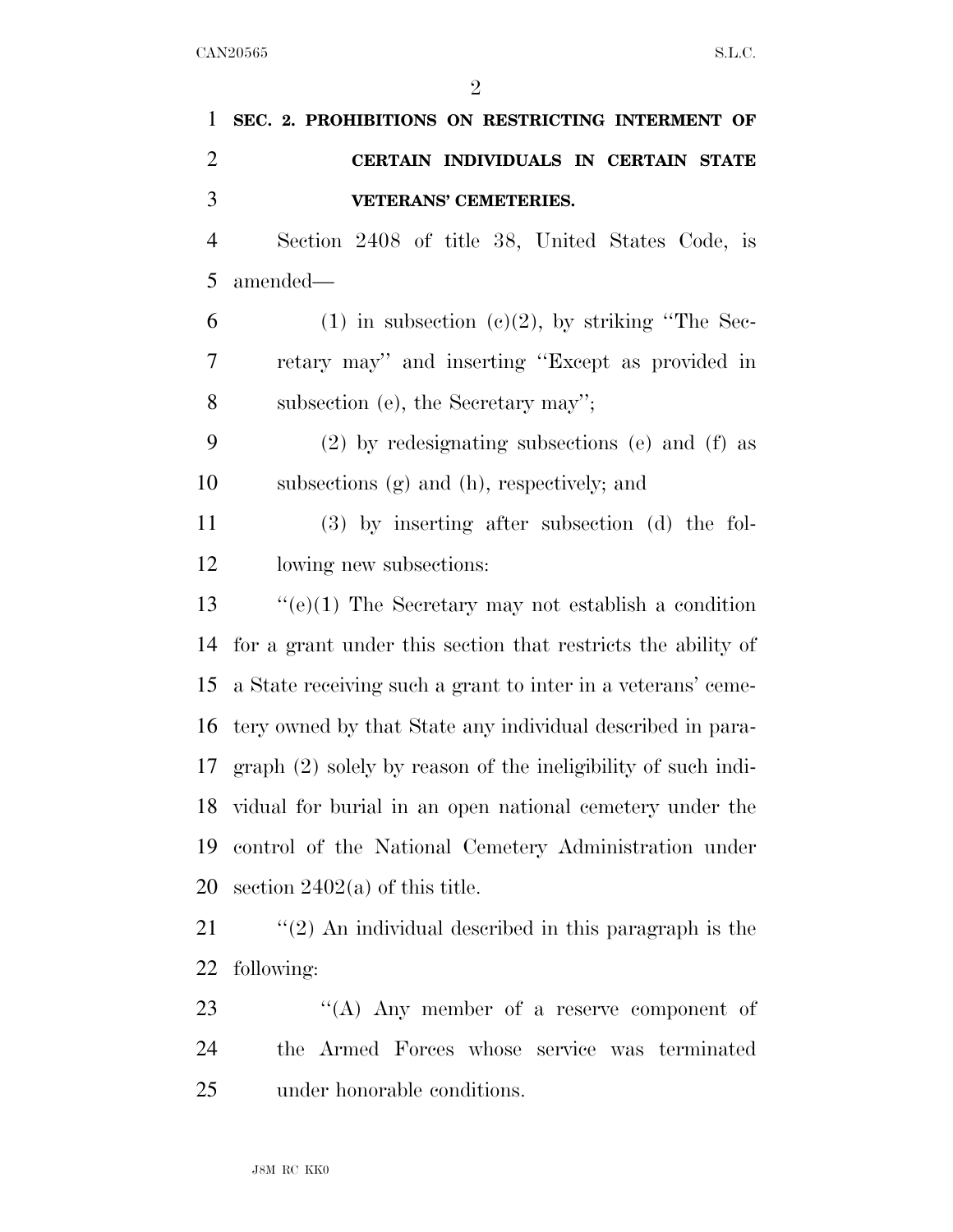**SEC. 2. PROHIBITIONS ON RESTRICTING INTERMENT OF CERTAIN INDIVIDUALS IN CERTAIN STATE VETERANS' CEMETERIES.**

Section 2408 of title 38, United States Code, is amended—

(1) in subsection (c)(2), by striking ''The Secretary may'' and inserting ''Except as provided in subsection (e), the Secretary may'';

(2) by redesignating subsections (e) and (f) as subsections (g) and (h), respectively; and

(3) by inserting after subsection (d) the following new subsections:

''(e)(1) The Secretary may not establish a condition for a grant under this section that restricts the ability of a State receiving such a grant to inter in a veterans' cemetery owned by that State any individual described in paragraph (2) solely by reason of the ineligibility of such individual for burial in an open national cemetery under the control of the National Cemetery Administration under section 2402(a) of this title.

''(2) An individual described in this paragraph is the following:

''(A) Any member of a reserve component of the Armed Forces whose service was terminated under honorable conditions.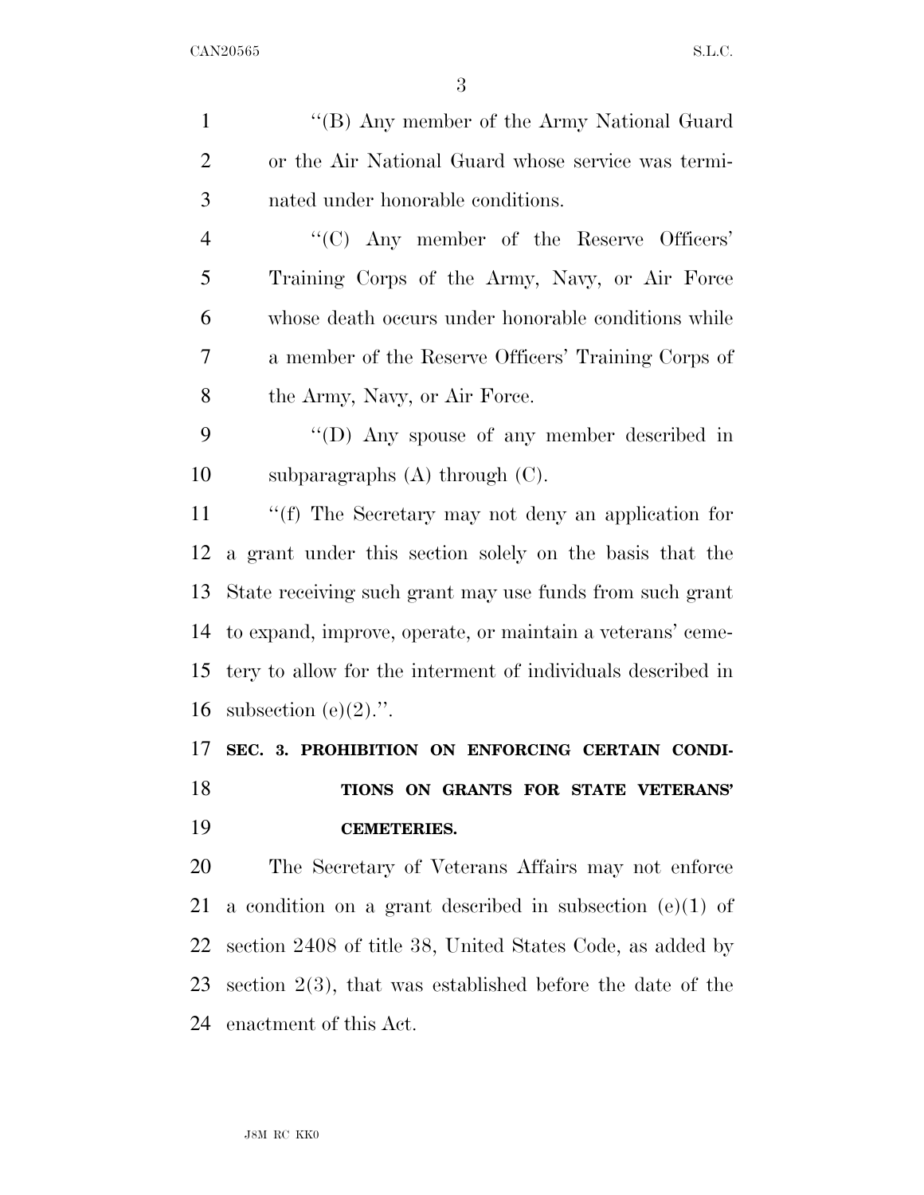''(B) Any member of the Army National Guard or the Air National Guard whose service was terminated under honorable conditions.

''(C) Any member of the Reserve Officers' Training Corps of the Army, Navy, or Air Force whose death occurs under honorable conditions while a member of the Reserve Officers' Training Corps of the Army, Navy, or Air Force.

''(D) Any spouse of any member described in subparagraphs (A) through (C).

''(f) The Secretary may not deny an application for a grant under this section solely on the basis that the State receiving such grant may use funds from such grant to expand, improve, operate, or maintain a veterans' cemetery to allow for the interment of individuals described in subsection (e)(2).''.

**SEC. 3. PROHIBITION ON ENFORCING CERTAIN CONDITIONS ON GRANTS FOR STATE VETERANS' CEMETERIES.**

The Secretary of Veterans Affairs may not enforce a condition on a grant described in subsection (e)(1) of section 2408 of title 38, United States Code, as added by section 2(3), that was established before the date of the enactment of this Act.